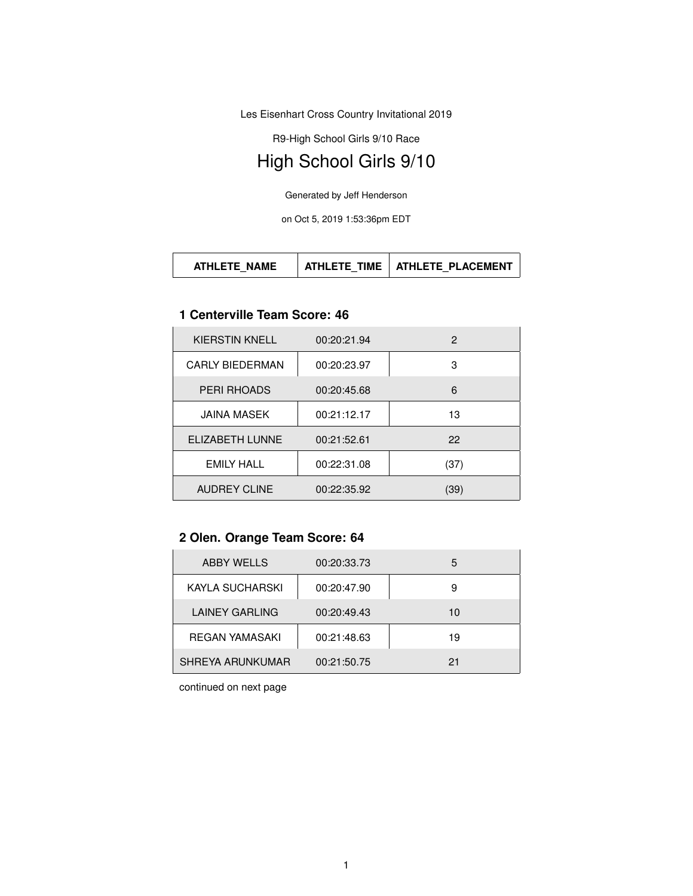Les Eisenhart Cross Country Invitational 2019

R9-High School Girls 9/10 Race

# High School Girls 9/10

Generated by Jeff Henderson

on Oct 5, 2019 1:53:36pm EDT

| ATHLETE_NAME | ATHLETE_TIME | ATHLETE_PLACEMENT |
|---|---|---|

### 1 Centerville Team Score: 46

| ATHLETE_NAME | ATHLETE_TIME | ATHLETE_PLACEMENT |
|---|---|---|
| KIERSTIN KNELL | 00:20:21.94 | 2 |
| CARLY BIEDERMAN | 00:20:23.97 | 3 |
| PERI RHOADS | 00:20:45.68 | 6 |
| JAINA MASEK | 00:21:12.17 | 13 |
| ELIZABETH LUNNE | 00:21:52.61 | 22 |
| EMILY HALL | 00:22:31.08 | (37) |
| AUDREY CLINE | 00:22:35.92 | (39) |

### 2 Olen. Orange Team Score: 64

| ATHLETE_NAME | ATHLETE_TIME | ATHLETE_PLACEMENT |
|---|---|---|
| ABBY WELLS | 00:20:33.73 | 5 |
| KAYLA SUCHARSKI | 00:20:47.90 | 9 |
| LAINEY GARLING | 00:20:49.43 | 10 |
| REGAN YAMASAKI | 00:21:48.63 | 19 |
| SHREYA ARUNKUMAR | 00:21:50.75 | 21 |

continued on next page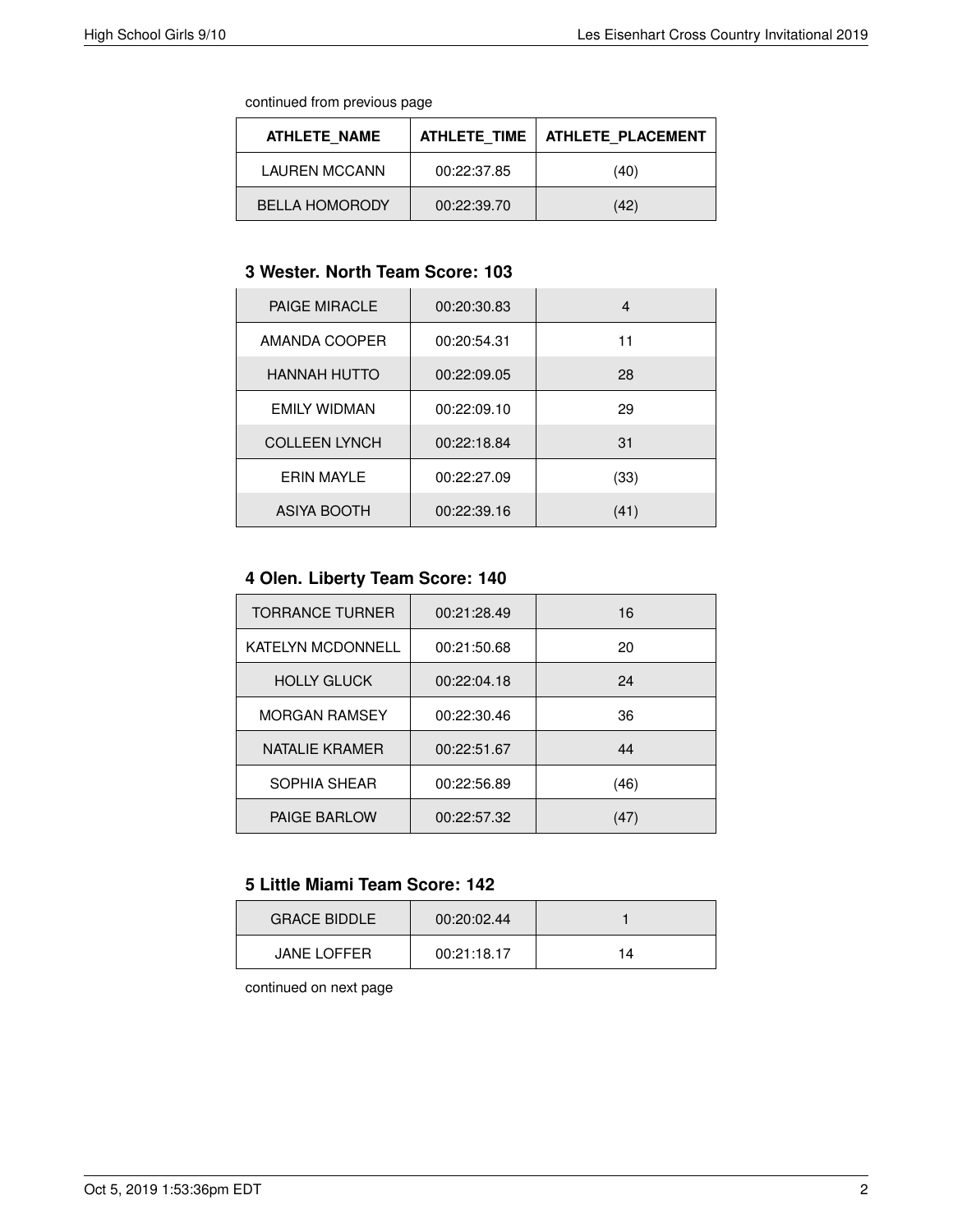continued from previous page

| ATHLETE_NAME | ATHLETE_TIME | ATHLETE_PLACEMENT |
|---|---|---|
| LAUREN MCCANN | 00:22:37.85 | (40) |
| BELLA HOMORODY | 00:22:39.70 | (42) |

### 3 Wester. North Team Score: 103

| ATHLETE_NAME | ATHLETE_TIME | ATHLETE_PLACEMENT |
|---|---|---|
| PAIGE MIRACLE | 00:20:30.83 | 4 |
| AMANDA COOPER | 00:20:54.31 | 11 |
| HANNAH HUTTO | 00:22:09.05 | 28 |
| EMILY WIDMAN | 00:22:09.10 | 29 |
| COLLEEN LYNCH | 00:22:18.84 | 31 |
| ERIN MAYLE | 00:22:27.09 | (33) |
| ASIYA BOOTH | 00:22:39.16 | (41) |

### 4 Olen. Liberty Team Score: 140

| ATHLETE_NAME | ATHLETE_TIME | ATHLETE_PLACEMENT |
|---|---|---|
| TORRANCE TURNER | 00:21:28.49 | 16 |
| KATELYN MCDONNELL | 00:21:50.68 | 20 |
| HOLLY GLUCK | 00:22:04.18 | 24 |
| MORGAN RAMSEY | 00:22:30.46 | 36 |
| NATALIE KRAMER | 00:22:51.67 | 44 |
| SOPHIA SHEAR | 00:22:56.89 | (46) |
| PAIGE BARLOW | 00:22:57.32 | (47) |

### 5 Little Miami Team Score: 142

| ATHLETE_NAME | ATHLETE_TIME | ATHLETE_PLACEMENT |
|---|---|---|
| GRACE BIDDLE | 00:20:02.44 | 1 |
| JANE LOFFER | 00:21:18.17 | 14 |

continued on next page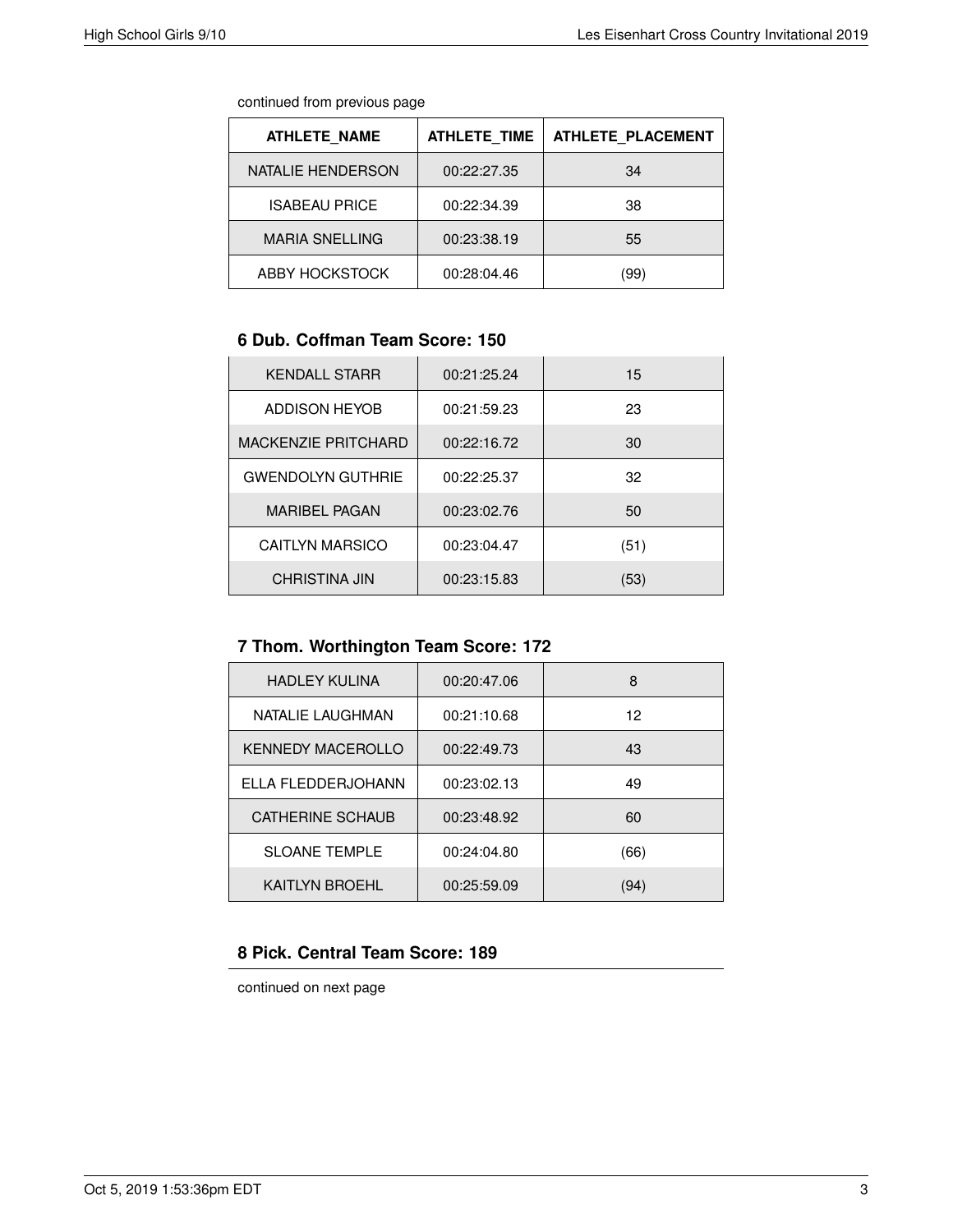continued from previous page

| ATHLETE_NAME | ATHLETE_TIME | ATHLETE_PLACEMENT |
|---|---|---|
| NATALIE HENDERSON | 00:22:27.35 | 34 |
| ISABEAU PRICE | 00:22:34.39 | 38 |
| MARIA SNELLING | 00:23:38.19 | 55 |
| ABBY HOCKSTOCK | 00:28:04.46 | (99) |

### 6 Dub. Coffman Team Score: 150

| ATHLETE_NAME | ATHLETE_TIME | ATHLETE_PLACEMENT |
|---|---|---|
| KENDALL STARR | 00:21:25.24 | 15 |
| ADDISON HEYOB | 00:21:59.23 | 23 |
| MACKENZIE PRITCHARD | 00:22:16.72 | 30 |
| GWENDOLYN GUTHRIE | 00:22:25.37 | 32 |
| MARIBEL PAGAN | 00:23:02.76 | 50 |
| CAITLYN MARSICO | 00:23:04.47 | (51) |
| CHRISTINA JIN | 00:23:15.83 | (53) |

### 7 Thom. Worthington Team Score: 172

| ATHLETE_NAME | ATHLETE_TIME | ATHLETE_PLACEMENT |
|---|---|---|
| HADLEY KULINA | 00:20:47.06 | 8 |
| NATALIE LAUGHMAN | 00:21:10.68 | 12 |
| KENNEDY MACEROLLO | 00:22:49.73 | 43 |
| ELLA FLEDDERJOHANN | 00:23:02.13 | 49 |
| CATHERINE SCHAUB | 00:23:48.92 | 60 |
| SLOANE TEMPLE | 00:24:04.80 | (66) |
| KAITLYN BROEHL | 00:25:59.09 | (94) |

### 8 Pick. Central Team Score: 189

continued on next page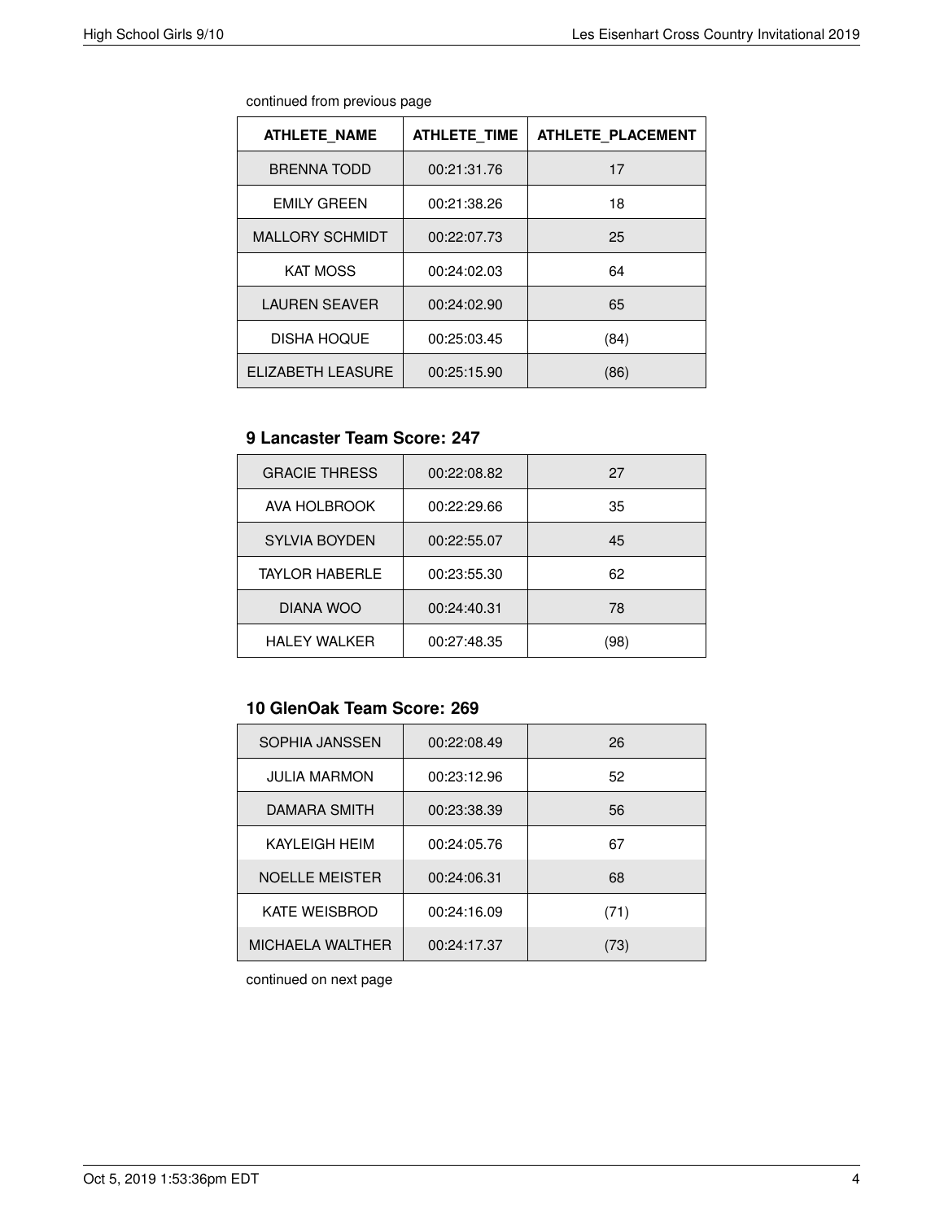continued from previous page

| ATHLETE_NAME | ATHLETE_TIME | ATHLETE_PLACEMENT |
|---|---|---|
| BRENNA TODD | 00:21:31.76 | 17 |
| EMILY GREEN | 00:21:38.26 | 18 |
| MALLORY SCHMIDT | 00:22:07.73 | 25 |
| KAT MOSS | 00:24:02.03 | 64 |
| LAUREN SEAVER | 00:24:02.90 | 65 |
| DISHA HOQUE | 00:25:03.45 | (84) |
| ELIZABETH LEASURE | 00:25:15.90 | (86) |

### 9 Lancaster Team Score: 247

| ATHLETE_NAME | ATHLETE_TIME | ATHLETE_PLACEMENT |
|---|---|---|
| GRACIE THRESS | 00:22:08.82 | 27 |
| AVA HOLBROOK | 00:22:29.66 | 35 |
| SYLVIA BOYDEN | 00:22:55.07 | 45 |
| TAYLOR HABERLE | 00:23:55.30 | 62 |
| DIANA WOO | 00:24:40.31 | 78 |
| HALEY WALKER | 00:27:48.35 | (98) |

### 10 GlenOak Team Score: 269

| ATHLETE_NAME | ATHLETE_TIME | ATHLETE_PLACEMENT |
|---|---|---|
| SOPHIA JANSSEN | 00:22:08.49 | 26 |
| JULIA MARMON | 00:23:12.96 | 52 |
| DAMARA SMITH | 00:23:38.39 | 56 |
| KAYLEIGH HEIM | 00:24:05.76 | 67 |
| NOELLE MEISTER | 00:24:06.31 | 68 |
| KATE WEISBROD | 00:24:16.09 | (71) |
| MICHAELA WALTHER | 00:24:17.37 | (73) |

continued on next page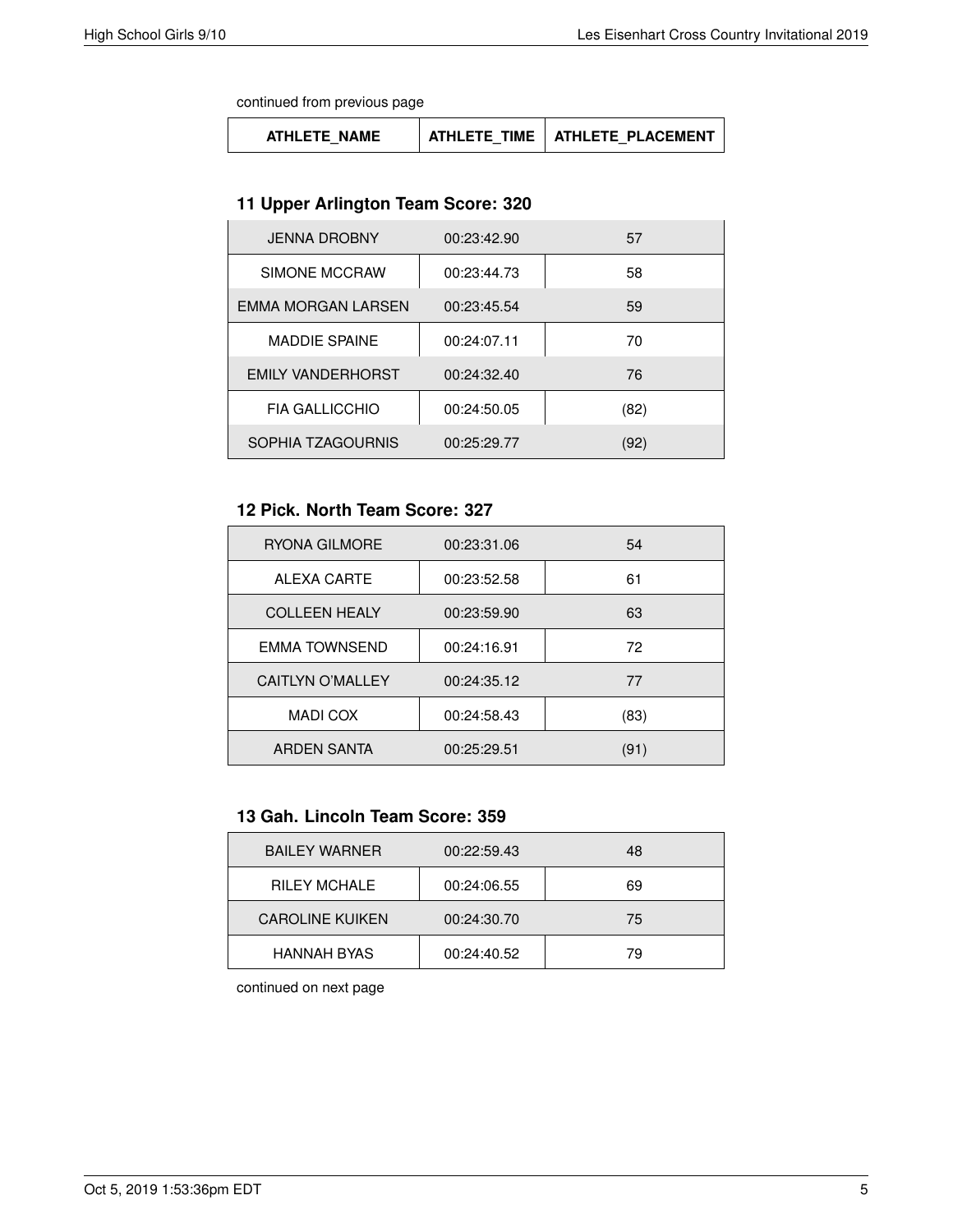continued from previous page

| ATHLETE_NAME | ATHLETE_TIME | ATHLETE_PLACEMENT |
|---|---|---|

### 11 Upper Arlington Team Score: 320

| ATHLETE_NAME | ATHLETE_TIME | ATHLETE_PLACEMENT |
|---|---|---|
| JENNA DROBNY | 00:23:42.90 | 57 |
| SIMONE MCCRAW | 00:23:44.73 | 58 |
| EMMA MORGAN LARSEN | 00:23:45.54 | 59 |
| MADDIE SPAINE | 00:24:07.11 | 70 |
| EMILY VANDERHORST | 00:24:32.40 | 76 |
| FIA GALLICCHIO | 00:24:50.05 | (82) |
| SOPHIA TZAGOURNIS | 00:25:29.77 | (92) |

### 12 Pick. North Team Score: 327

| ATHLETE_NAME | ATHLETE_TIME | ATHLETE_PLACEMENT |
|---|---|---|
| RYONA GILMORE | 00:23:31.06 | 54 |
| ALEXA CARTE | 00:23:52.58 | 61 |
| COLLEEN HEALY | 00:23:59.90 | 63 |
| EMMA TOWNSEND | 00:24:16.91 | 72 |
| CAITLYN O'MALLEY | 00:24:35.12 | 77 |
| MADI COX | 00:24:58.43 | (83) |
| ARDEN SANTA | 00:25:29.51 | (91) |

### 13 Gah. Lincoln Team Score: 359

| ATHLETE_NAME | ATHLETE_TIME | ATHLETE_PLACEMENT |
|---|---|---|
| BAILEY WARNER | 00:22:59.43 | 48 |
| RILEY MCHALE | 00:24:06.55 | 69 |
| CAROLINE KUIKEN | 00:24:30.70 | 75 |
| HANNAH BYAS | 00:24:40.52 | 79 |

continued on next page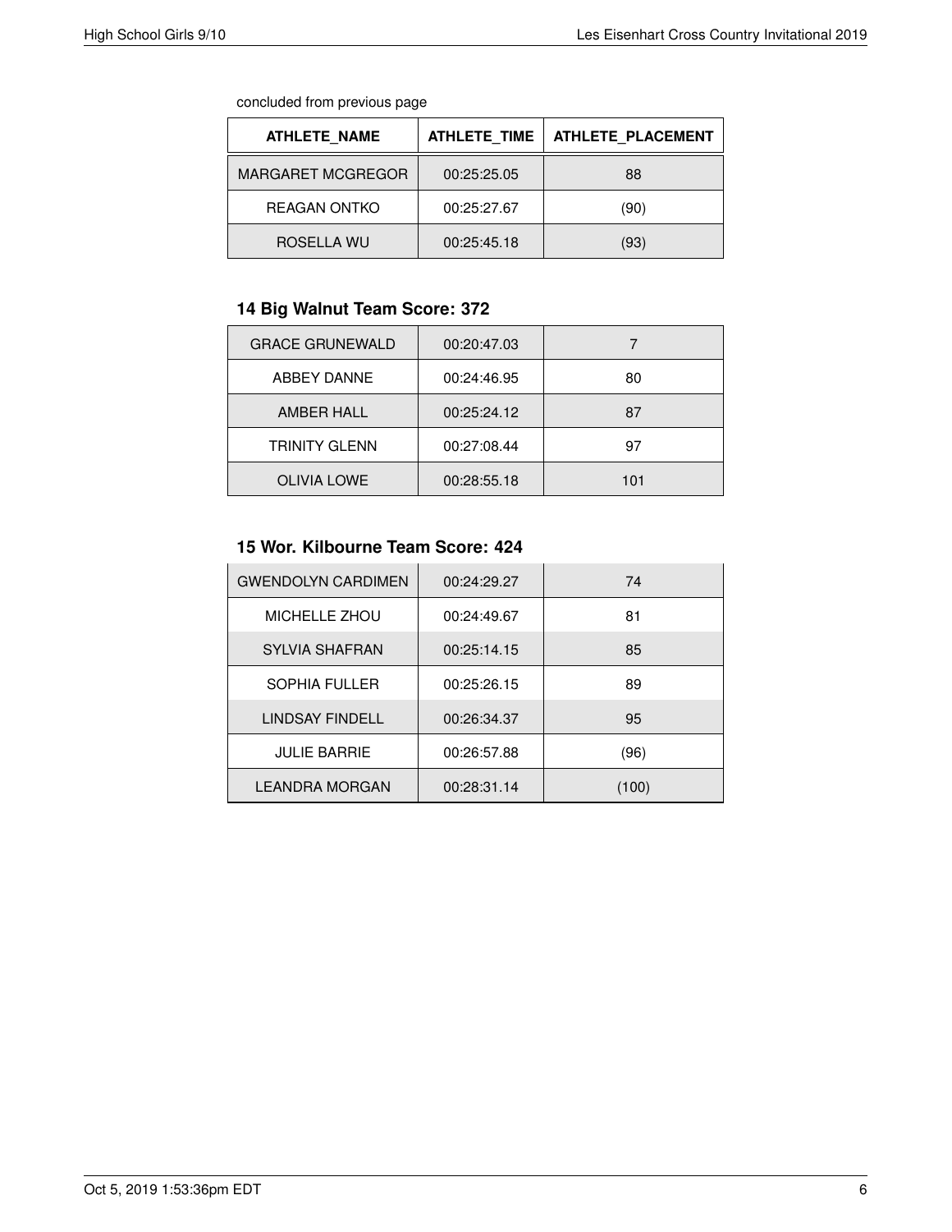concluded from previous page

| ATHLETE_NAME | ATHLETE_TIME | ATHLETE_PLACEMENT |
|---|---|---|
| MARGARET MCGREGOR | 00:25:25.05 | 88 |
| REAGAN ONTKO | 00:25:27.67 | (90) |
| ROSELLA WU | 00:25:45.18 | (93) |

### 14 Big Walnut Team Score: 372

| | | |
|---|---|---|
| GRACE GRUNEWALD | 00:20:47.03 | 7 |
| ABBEY DANNE | 00:24:46.95 | 80 |
| AMBER HALL | 00:25:24.12 | 87 |
| TRINITY GLENN | 00:27:08.44 | 97 |
| OLIVIA LOWE | 00:28:55.18 | 101 |

### 15 Wor. Kilbourne Team Score: 424

| | | |
|---|---|---|
| GWENDOLYN CARDIMEN | 00:24:29.27 | 74 |
| MICHELLE ZHOU | 00:24:49.67 | 81 |
| SYLVIA SHAFRAN | 00:25:14.15 | 85 |
| SOPHIA FULLER | 00:25:26.15 | 89 |
| LINDSAY FINDELL | 00:26:34.37 | 95 |
| JULIE BARRIE | 00:26:57.88 | (96) |
| LEANDRA MORGAN | 00:28:31.14 | (100) |